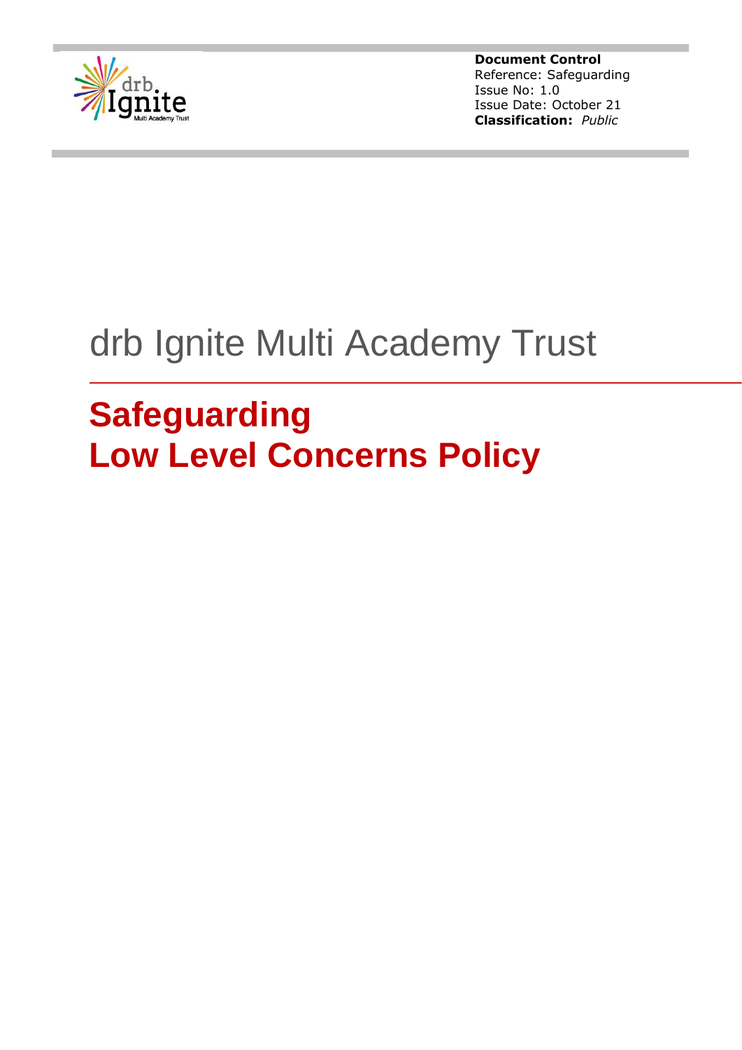**Document Control**
Reference: Safeguarding
Issue No: 1.0
Issue Date: October 21
**Classification:** *Public*

# drb Ignite Multi Academy Trust

## Safeguarding
## Low Level Concerns Policy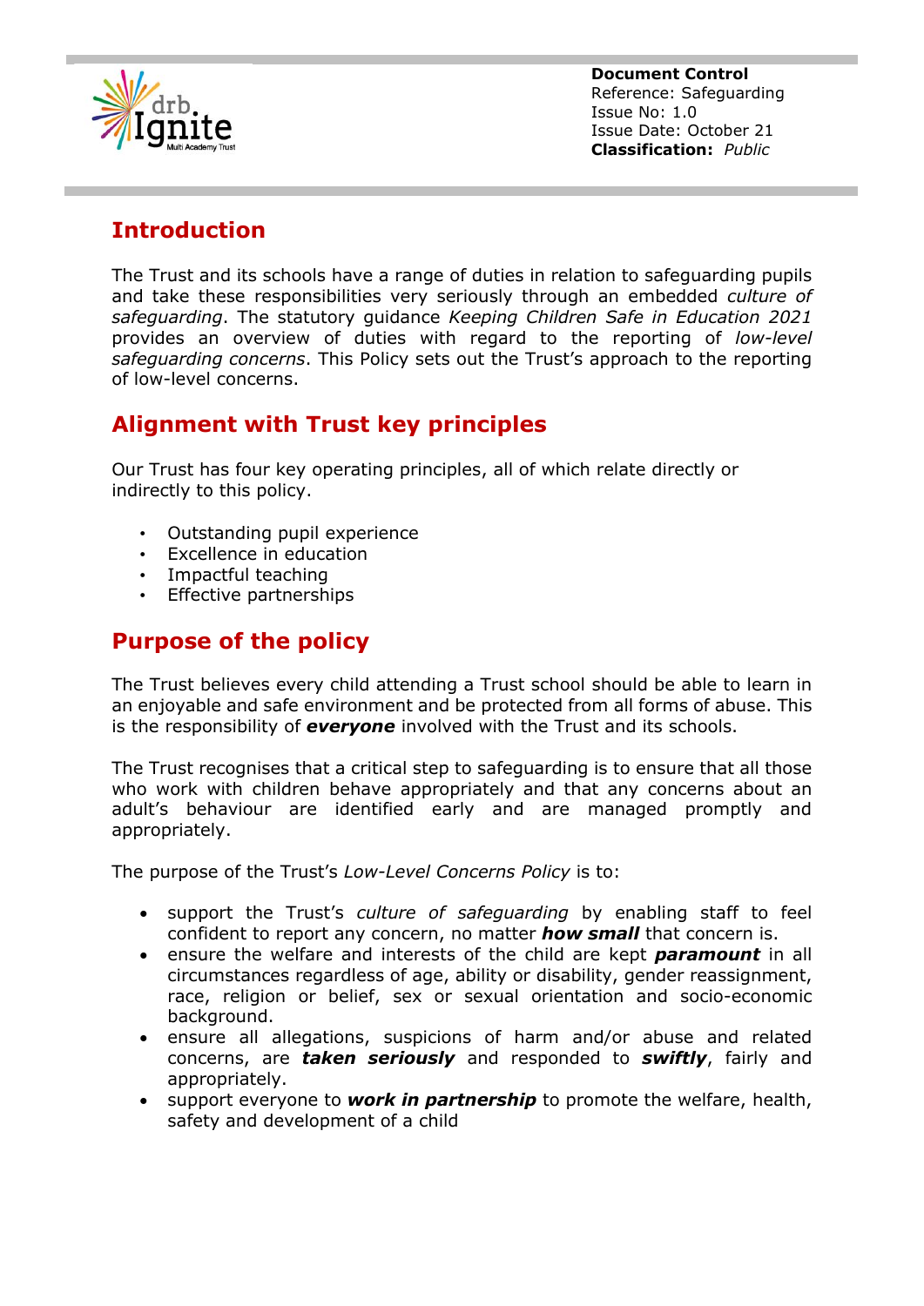**Document Control**
Reference: Safeguarding
Issue No: 1.0
Issue Date: October 21
**Classification:** *Public*

## Introduction

The Trust and its schools have a range of duties in relation to safeguarding pupils and take these responsibilities very seriously through an embedded *culture of safeguarding*. The statutory guidance *Keeping Children Safe in Education 2021* provides an overview of duties with regard to the reporting of *low-level safeguarding concerns*. This Policy sets out the Trust's approach to the reporting of low-level concerns.

## Alignment with Trust key principles

Our Trust has four key operating principles, all of which relate directly or indirectly to this policy.

- Outstanding pupil experience
- Excellence in education
- Impactful teaching
- Effective partnerships

## Purpose of the policy

The Trust believes every child attending a Trust school should be able to learn in an enjoyable and safe environment and be protected from all forms of abuse. This is the responsibility of ***everyone*** involved with the Trust and its schools.

The Trust recognises that a critical step to safeguarding is to ensure that all those who work with children behave appropriately and that any concerns about an adult's behaviour are identified early and are managed promptly and appropriately.

The purpose of the Trust's *Low-Level Concerns Policy* is to:

- support the Trust's *culture of safeguarding* by enabling staff to feel confident to report any concern, no matter ***how small*** that concern is.
- ensure the welfare and interests of the child are kept ***paramount*** in all circumstances regardless of age, ability or disability, gender reassignment, race, religion or belief, sex or sexual orientation and socio-economic background.
- ensure all allegations, suspicions of harm and/or abuse and related concerns, are ***taken seriously*** and responded to ***swiftly***, fairly and appropriately.
- support everyone to ***work in partnership*** to promote the welfare, health, safety and development of a child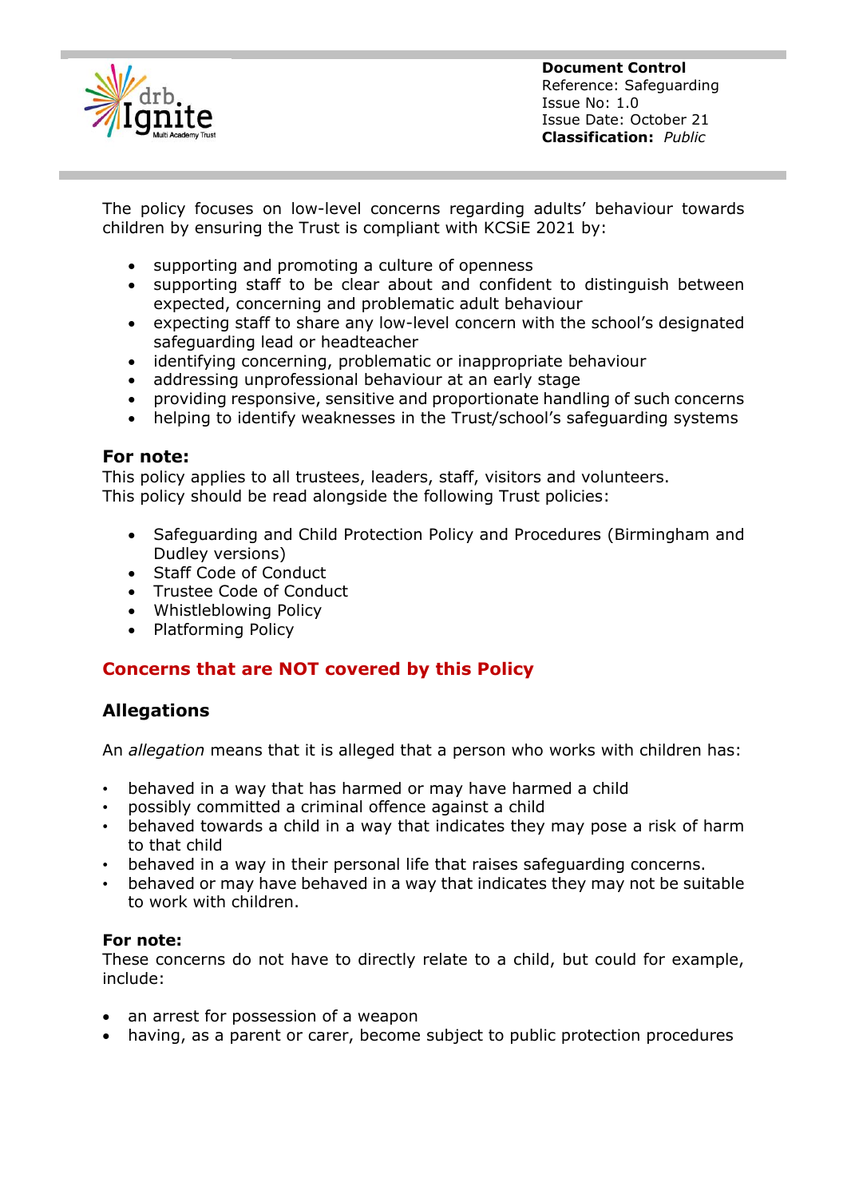The policy focuses on low-level concerns regarding adults' behaviour towards children by ensuring the Trust is compliant with KCSiE 2021 by:

- supporting and promoting a culture of openness
- supporting staff to be clear about and confident to distinguish between expected, concerning and problematic adult behaviour
- expecting staff to share any low-level concern with the school's designated safeguarding lead or headteacher
- identifying concerning, problematic or inappropriate behaviour
- addressing unprofessional behaviour at an early stage
- providing responsive, sensitive and proportionate handling of such concerns
- helping to identify weaknesses in the Trust/school's safeguarding systems

**For note:**
This policy applies to all trustees, leaders, staff, visitors and volunteers.
This policy should be read alongside the following Trust policies:

- Safeguarding and Child Protection Policy and Procedures (Birmingham and Dudley versions)
- Staff Code of Conduct
- Trustee Code of Conduct
- Whistleblowing Policy
- Platforming Policy

## Concerns that are NOT covered by this Policy

### Allegations

An *allegation* means that it is alleged that a person who works with children has:

- behaved in a way that has harmed or may have harmed a child
- possibly committed a criminal offence against a child
- behaved towards a child in a way that indicates they may pose a risk of harm to that child
- behaved in a way in their personal life that raises safeguarding concerns.
- behaved or may have behaved in a way that indicates they may not be suitable to work with children.

**For note:**
These concerns do not have to directly relate to a child, but could for example, include:

- an arrest for possession of a weapon
- having, as a parent or carer, become subject to public protection procedures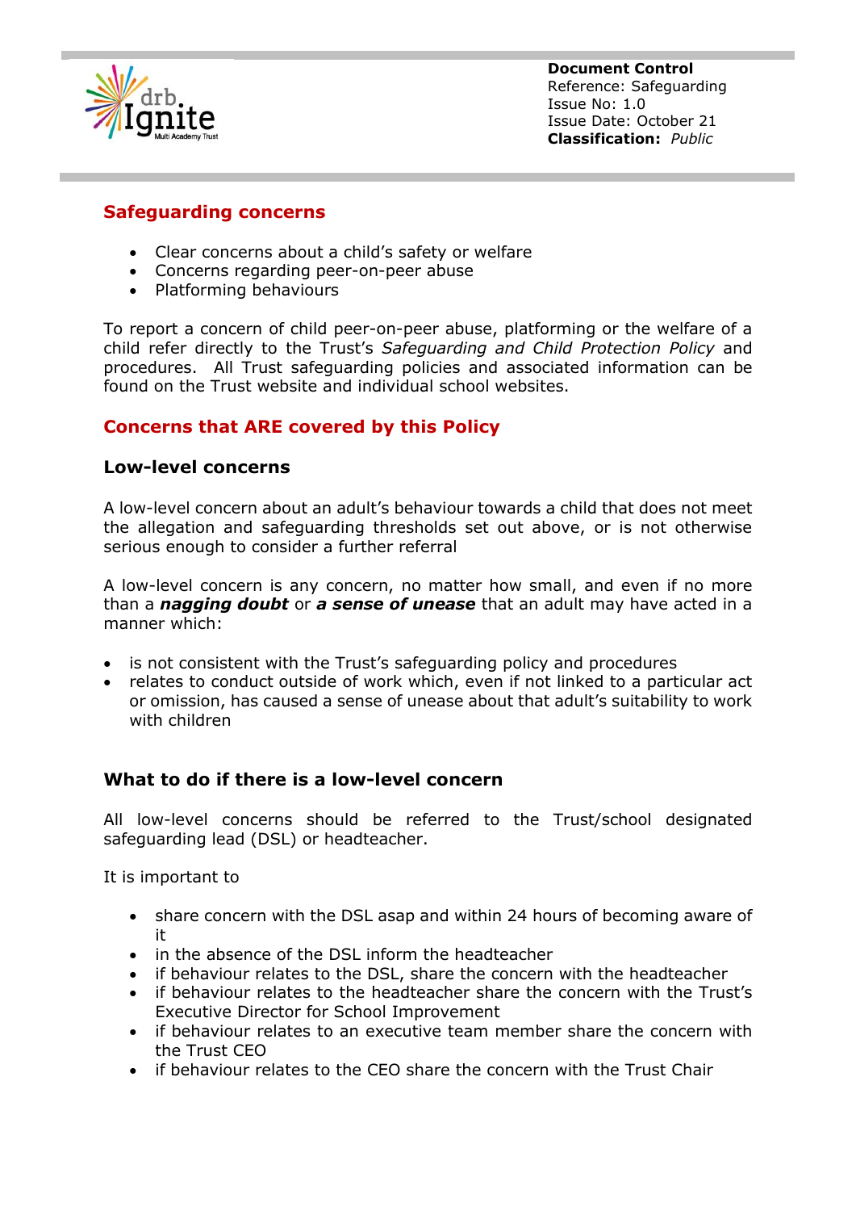## Safeguarding concerns

- Clear concerns about a child's safety or welfare
- Concerns regarding peer-on-peer abuse
- Platforming behaviours

To report a concern of child peer-on-peer abuse, platforming or the welfare of a child refer directly to the Trust's *Safeguarding and Child Protection Policy* and procedures. All Trust safeguarding policies and associated information can be found on the Trust website and individual school websites.

## Concerns that ARE covered by this Policy

### Low-level concerns

A low-level concern about an adult's behaviour towards a child that does not meet the allegation and safeguarding thresholds set out above, or is not otherwise serious enough to consider a further referral

A low-level concern is any concern, no matter how small, and even if no more than a ***nagging doubt*** or ***a sense of unease*** that an adult may have acted in a manner which:

- is not consistent with the Trust's safeguarding policy and procedures
- relates to conduct outside of work which, even if not linked to a particular act or omission, has caused a sense of unease about that adult's suitability to work with children

### What to do if there is a low-level concern

All low-level concerns should be referred to the Trust/school designated safeguarding lead (DSL) or headteacher.

It is important to

- share concern with the DSL asap and within 24 hours of becoming aware of it
- in the absence of the DSL inform the headteacher
- if behaviour relates to the DSL, share the concern with the headteacher
- if behaviour relates to the headteacher share the concern with the Trust's Executive Director for School Improvement
- if behaviour relates to an executive team member share the concern with the Trust CEO
- if behaviour relates to the CEO share the concern with the Trust Chair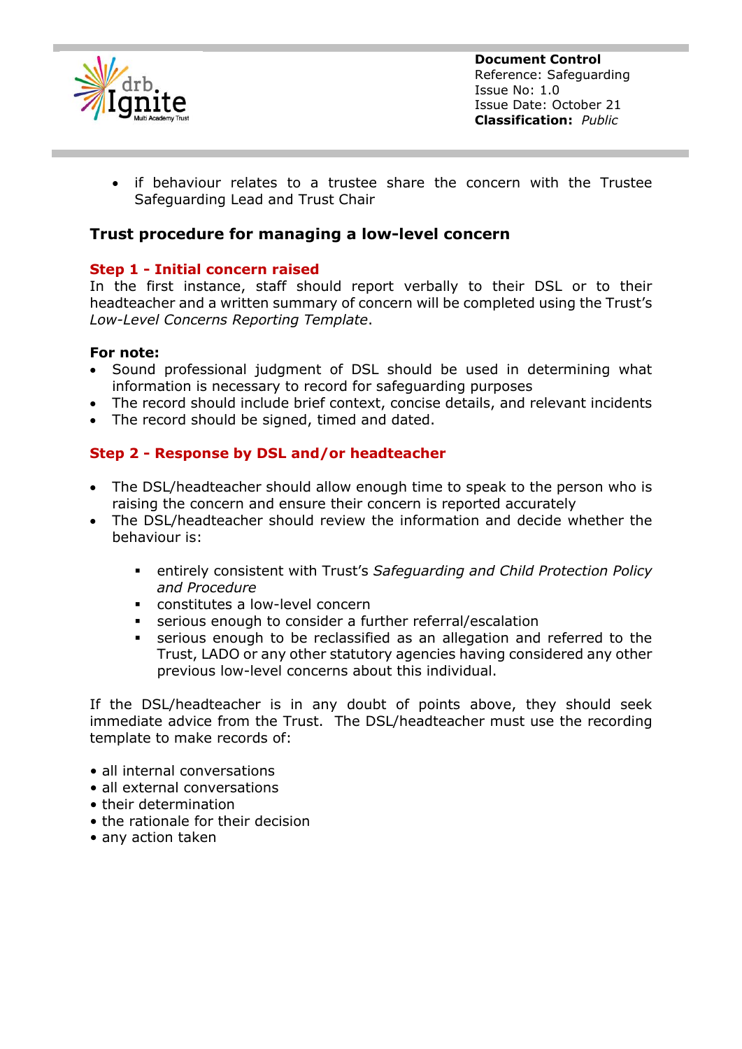- if behaviour relates to a trustee share the concern with the Trustee Safeguarding Lead and Trust Chair

## Trust procedure for managing a low-level concern

### Step 1 - Initial concern raised

In the first instance, staff should report verbally to their DSL or to their headteacher and a written summary of concern will be completed using the Trust's *Low-Level Concerns Reporting Template*.

**For note:**

- Sound professional judgment of DSL should be used in determining what information is necessary to record for safeguarding purposes
- The record should include brief context, concise details, and relevant incidents
- The record should be signed, timed and dated.

### Step 2 - Response by DSL and/or headteacher

- The DSL/headteacher should allow enough time to speak to the person who is raising the concern and ensure their concern is reported accurately
- The DSL/headteacher should review the information and decide whether the behaviour is:
  - entirely consistent with Trust's *Safeguarding and Child Protection Policy and Procedure*
  - constitutes a low-level concern
  - serious enough to consider a further referral/escalation
  - serious enough to be reclassified as an allegation and referred to the Trust, LADO or any other statutory agencies having considered any other previous low-level concerns about this individual.

If the DSL/headteacher is in any doubt of points above, they should seek immediate advice from the Trust. The DSL/headteacher must use the recording template to make records of:

- all internal conversations
- all external conversations
- their determination
- the rationale for their decision
- any action taken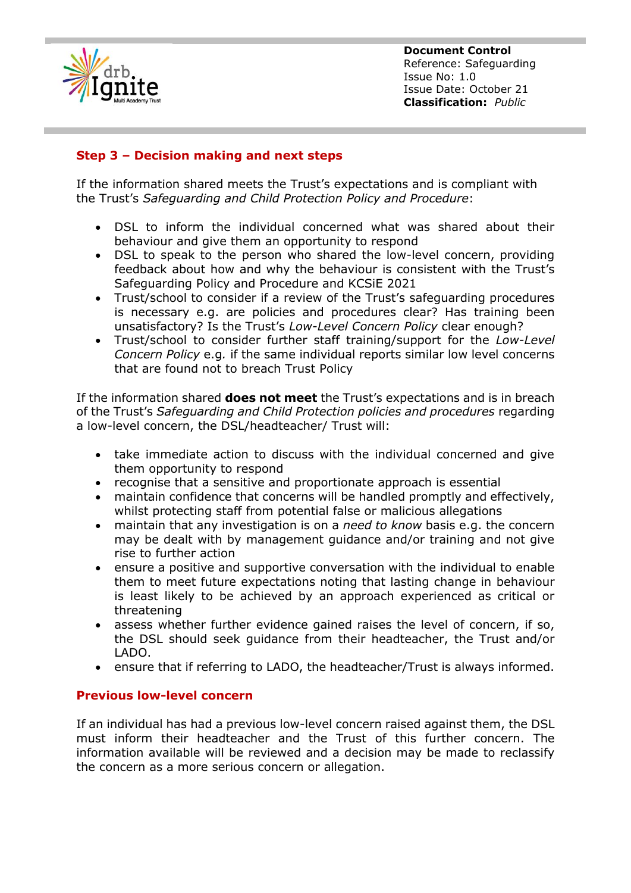## Step 3 – Decision making and next steps

If the information shared meets the Trust's expectations and is compliant with the Trust's *Safeguarding and Child Protection Policy and Procedure*:

- DSL to inform the individual concerned what was shared about their behaviour and give them an opportunity to respond
- DSL to speak to the person who shared the low-level concern, providing feedback about how and why the behaviour is consistent with the Trust's Safeguarding Policy and Procedure and KCSiE 2021
- Trust/school to consider if a review of the Trust's safeguarding procedures is necessary e.g. are policies and procedures clear? Has training been unsatisfactory? Is the Trust's *Low-Level Concern Policy* clear enough?
- Trust/school to consider further staff training/support for the *Low-Level Concern Policy* e.g*.* if the same individual reports similar low level concerns that are found not to breach Trust Policy

If the information shared **does not meet** the Trust's expectations and is in breach of the Trust's *Safeguarding and Child Protection policies and procedures* regarding a low-level concern, the DSL/headteacher/ Trust will:

- take immediate action to discuss with the individual concerned and give them opportunity to respond
- recognise that a sensitive and proportionate approach is essential
- maintain confidence that concerns will be handled promptly and effectively, whilst protecting staff from potential false or malicious allegations
- maintain that any investigation is on a *need to know* basis e.g. the concern may be dealt with by management guidance and/or training and not give rise to further action
- ensure a positive and supportive conversation with the individual to enable them to meet future expectations noting that lasting change in behaviour is least likely to be achieved by an approach experienced as critical or threatening
- assess whether further evidence gained raises the level of concern, if so, the DSL should seek guidance from their headteacher, the Trust and/or LADO.
- ensure that if referring to LADO, the headteacher/Trust is always informed.

## Previous low-level concern

If an individual has had a previous low-level concern raised against them, the DSL must inform their headteacher and the Trust of this further concern. The information available will be reviewed and a decision may be made to reclassify the concern as a more serious concern or allegation.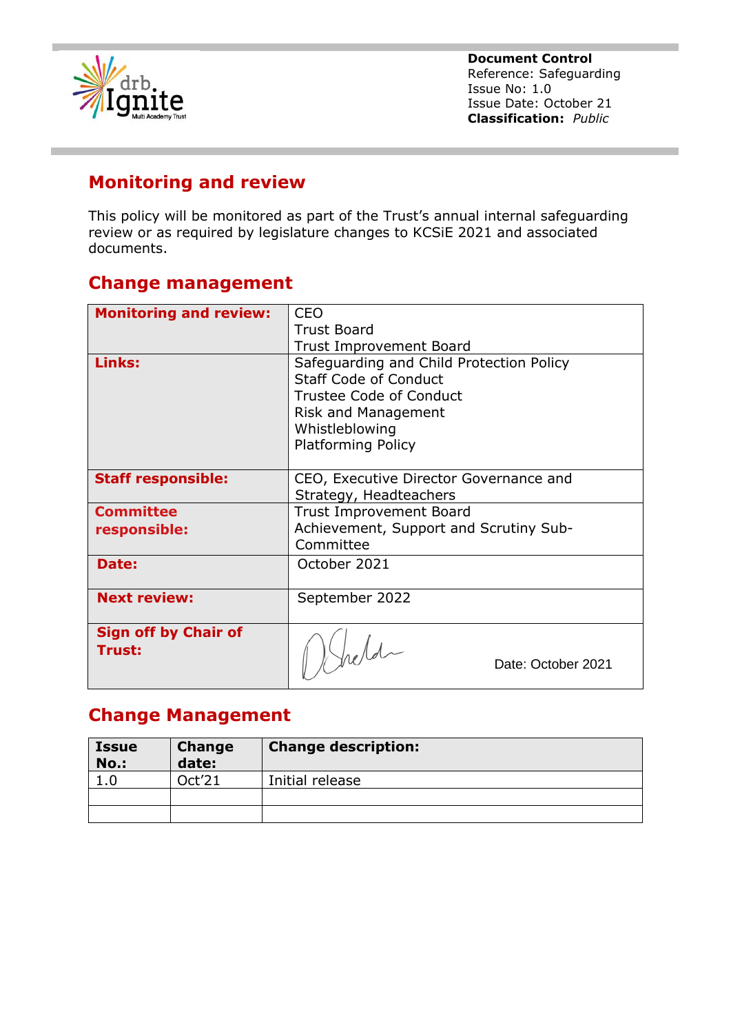**Document Control**
Reference: Safeguarding
Issue No: 1.0
Issue Date: October 21
**Classification:** *Public*

## Monitoring and review

This policy will be monitored as part of the Trust's annual internal safeguarding review or as required by legislature changes to KCSiE 2021 and associated documents.

## Change management

| | |
|---|---|
| **Monitoring and review:** | CEO<br>Trust Board<br>Trust Improvement Board |
| **Links:** | Safeguarding and Child Protection Policy<br>Staff Code of Conduct<br>Trustee Code of Conduct<br>Risk and Management<br>Whistleblowing<br>Platforming Policy |
| **Staff responsible:** | CEO, Executive Director Governance and Strategy, Headteachers |
| **Committee responsible:** | Trust Improvement Board<br>Achievement, Support and Scrutiny Sub-Committee |
| **Date:** | October 2021 |
| **Next review:** | September 2022 |
| **Sign off by Chair of Trust:** | D Sheldon &nbsp;&nbsp;&nbsp; Date: October 2021 |

## Change Management

| Issue No.: | Change date: | Change description: |
|---|---|---|
| 1.0 | Oct'21 | Initial release |
| | | |
| | | |